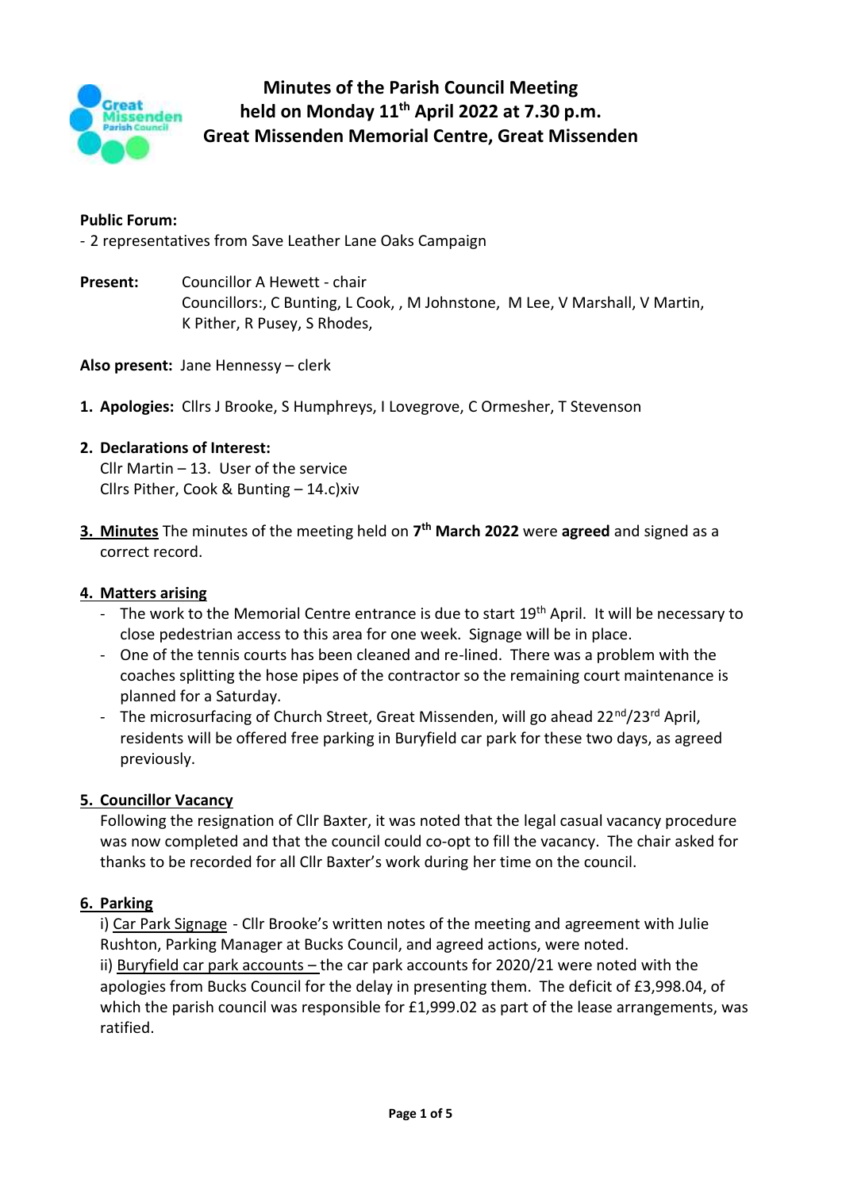# Minutes of the Parish Council Meeting held on Monday 11th April 2022 at 7.30 p.m. Great Missenden Memorial Centre, Great Missenden

**Public Forum:**

- 2 representatives from Save Leather Lane Oaks Campaign

**Present:** Councillor A Hewett - chair
Councillors:, C Bunting, L Cook, , M Johnstone, M Lee, V Marshall, V Martin, K Pither, R Pusey, S Rhodes,

**Also present:** Jane Hennessy – clerk

1. **Apologies:** Cllrs J Brooke, S Humphreys, I Lovegrove, C Ormesher, T Stevenson

2. **Declarations of Interest:**
   Cllr Martin – 13. User of the service
   Cllrs Pither, Cook & Bunting – 14.c)xiv

3. **Minutes** The minutes of the meeting held on **7th March 2022** were **agreed** and signed as a correct record.

4. **Matters arising**
   - The work to the Memorial Centre entrance is due to start 19th April. It will be necessary to close pedestrian access to this area for one week. Signage will be in place.
   - One of the tennis courts has been cleaned and re-lined. There was a problem with the coaches splitting the hose pipes of the contractor so the remaining court maintenance is planned for a Saturday.
   - The microsurfacing of Church Street, Great Missenden, will go ahead 22nd/23rd April, residents will be offered free parking in Buryfield car park for these two days, as agreed previously.

5. **Councillor Vacancy**
   Following the resignation of Cllr Baxter, it was noted that the legal casual vacancy procedure was now completed and that the council could co-opt to fill the vacancy. The chair asked for thanks to be recorded for all Cllr Baxter's work during her time on the council.

6. **Parking**
   i) Car Park Signage - Cllr Brooke's written notes of the meeting and agreement with Julie Rushton, Parking Manager at Bucks Council, and agreed actions, were noted.
   ii) Buryfield car park accounts – the car park accounts for 2020/21 were noted with the apologies from Bucks Council for the delay in presenting them. The deficit of £3,998.04, of which the parish council was responsible for £1,999.02 as part of the lease arrangements, was ratified.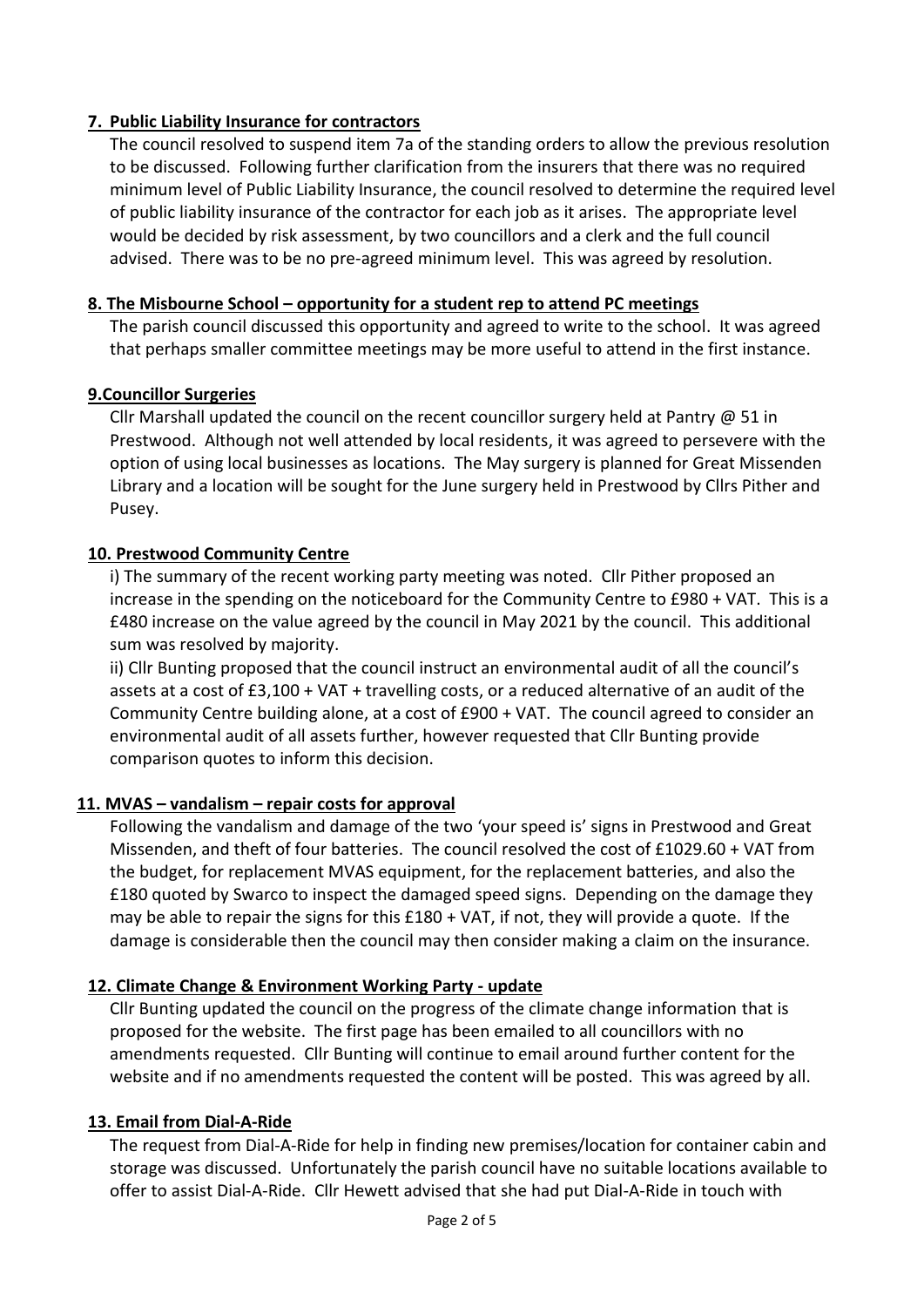## 7. Public Liability Insurance for contractors

The council resolved to suspend item 7a of the standing orders to allow the previous resolution to be discussed. Following further clarification from the insurers that there was no required minimum level of Public Liability Insurance, the council resolved to determine the required level of public liability insurance of the contractor for each job as it arises. The appropriate level would be decided by risk assessment, by two councillors and a clerk and the full council advised. There was to be no pre-agreed minimum level. This was agreed by resolution.

## 8. The Misbourne School – opportunity for a student rep to attend PC meetings

The parish council discussed this opportunity and agreed to write to the school. It was agreed that perhaps smaller committee meetings may be more useful to attend in the first instance.

## 9.Councillor Surgeries

Cllr Marshall updated the council on the recent councillor surgery held at Pantry @ 51 in Prestwood. Although not well attended by local residents, it was agreed to persevere with the option of using local businesses as locations. The May surgery is planned for Great Missenden Library and a location will be sought for the June surgery held in Prestwood by Cllrs Pither and Pusey.

## 10. Prestwood Community Centre

i) The summary of the recent working party meeting was noted. Cllr Pither proposed an increase in the spending on the noticeboard for the Community Centre to £980 + VAT. This is a £480 increase on the value agreed by the council in May 2021 by the council. This additional sum was resolved by majority.

ii) Cllr Bunting proposed that the council instruct an environmental audit of all the council's assets at a cost of £3,100 + VAT + travelling costs, or a reduced alternative of an audit of the Community Centre building alone, at a cost of £900 + VAT. The council agreed to consider an environmental audit of all assets further, however requested that Cllr Bunting provide comparison quotes to inform this decision.

## 11. MVAS – vandalism – repair costs for approval

Following the vandalism and damage of the two 'your speed is' signs in Prestwood and Great Missenden, and theft of four batteries. The council resolved the cost of £1029.60 + VAT from the budget, for replacement MVAS equipment, for the replacement batteries, and also the £180 quoted by Swarco to inspect the damaged speed signs. Depending on the damage they may be able to repair the signs for this £180 + VAT, if not, they will provide a quote. If the damage is considerable then the council may then consider making a claim on the insurance.

## 12. Climate Change & Environment Working Party - update

Cllr Bunting updated the council on the progress of the climate change information that is proposed for the website. The first page has been emailed to all councillors with no amendments requested. Cllr Bunting will continue to email around further content for the website and if no amendments requested the content will be posted. This was agreed by all.

## 13. Email from Dial-A-Ride

The request from Dial-A-Ride for help in finding new premises/location for container cabin and storage was discussed. Unfortunately the parish council have no suitable locations available to offer to assist Dial-A-Ride. Cllr Hewett advised that she had put Dial-A-Ride in touch with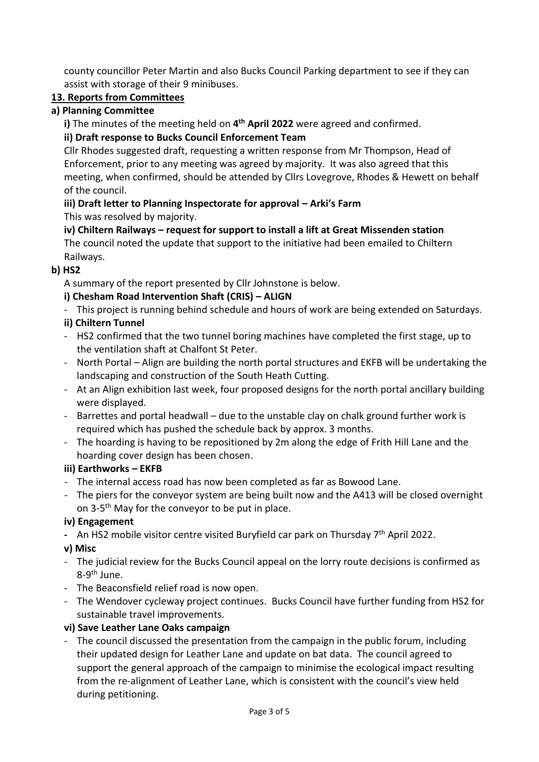county councillor Peter Martin and also Bucks Council Parking department to see if they can assist with storage of their 9 minibuses.

**13. Reports from Committees**

**a) Planning Committee**

**i)** The minutes of the meeting held on **4th April 2022** were agreed and confirmed.

**ii) Draft response to Bucks Council Enforcement Team**

Cllr Rhodes suggested draft, requesting a written response from Mr Thompson, Head of Enforcement, prior to any meeting was agreed by majority. It was also agreed that this meeting, when confirmed, should be attended by Cllrs Lovegrove, Rhodes & Hewett on behalf of the council.

**iii) Draft letter to Planning Inspectorate for approval – Arki's Farm**

This was resolved by majority.

**iv) Chiltern Railways – request for support to install a lift at Great Missenden station**

The council noted the update that support to the initiative had been emailed to Chiltern Railways.

**b) HS2**

A summary of the report presented by Cllr Johnstone is below.

**i) Chesham Road Intervention Shaft (CRIS) – ALIGN**

- This project is running behind schedule and hours of work are being extended on Saturdays.

**ii) Chiltern Tunnel**

- HS2 confirmed that the two tunnel boring machines have completed the first stage, up to the ventilation shaft at Chalfont St Peter.
- North Portal – Align are building the north portal structures and EKFB will be undertaking the landscaping and construction of the South Heath Cutting.
- At an Align exhibition last week, four proposed designs for the north portal ancillary building were displayed.
- Barrettes and portal headwall – due to the unstable clay on chalk ground further work is required which has pushed the schedule back by approx. 3 months.
- The hoarding is having to be repositioned by 2m along the edge of Frith Hill Lane and the hoarding cover design has been chosen.

**iii) Earthworks – EKFB**

- The internal access road has now been completed as far as Bowood Lane.
- The piers for the conveyor system are being built now and the A413 will be closed overnight on 3-5th May for the conveyor to be put in place.

**iv) Engagement**

- An HS2 mobile visitor centre visited Buryfield car park on Thursday 7th April 2022.

**v) Misc**

- The judicial review for the Bucks Council appeal on the lorry route decisions is confirmed as 8-9th June.
- The Beaconsfield relief road is now open.
- The Wendover cycleway project continues. Bucks Council have further funding from HS2 for sustainable travel improvements.

**vi) Save Leather Lane Oaks campaign**

- The council discussed the presentation from the campaign in the public forum, including their updated design for Leather Lane and update on bat data. The council agreed to support the general approach of the campaign to minimise the ecological impact resulting from the re-alignment of Leather Lane, which is consistent with the council's view held during petitioning.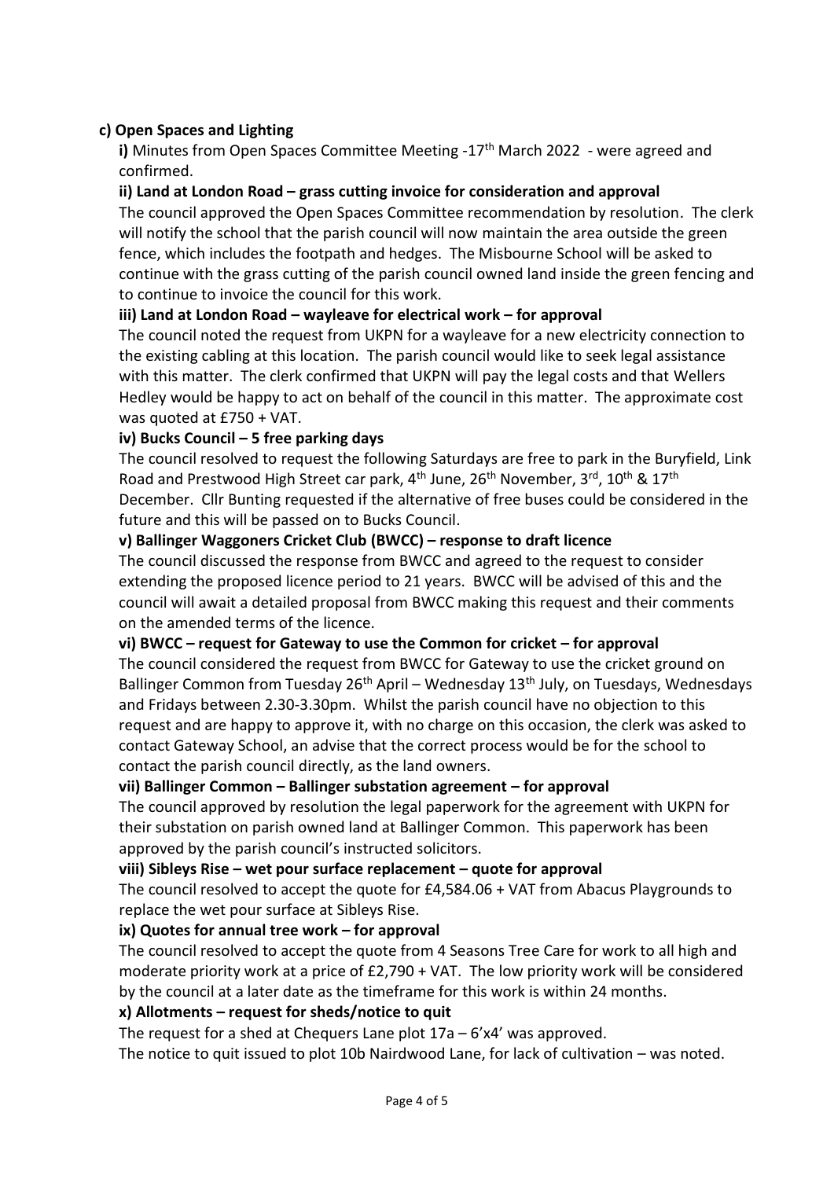**c) Open Spaces and Lighting**

**i)** Minutes from Open Spaces Committee Meeting -17th March 2022 - were agreed and confirmed.

**ii) Land at London Road – grass cutting invoice for consideration and approval**

The council approved the Open Spaces Committee recommendation by resolution. The clerk will notify the school that the parish council will now maintain the area outside the green fence, which includes the footpath and hedges. The Misbourne School will be asked to continue with the grass cutting of the parish council owned land inside the green fencing and to continue to invoice the council for this work.

**iii) Land at London Road – wayleave for electrical work – for approval**

The council noted the request from UKPN for a wayleave for a new electricity connection to the existing cabling at this location. The parish council would like to seek legal assistance with this matter. The clerk confirmed that UKPN will pay the legal costs and that Wellers Hedley would be happy to act on behalf of the council in this matter. The approximate cost was quoted at £750 + VAT.

**iv) Bucks Council – 5 free parking days**

The council resolved to request the following Saturdays are free to park in the Buryfield, Link Road and Prestwood High Street car park, 4th June, 26th November, 3rd, 10th & 17th December. Cllr Bunting requested if the alternative of free buses could be considered in the future and this will be passed on to Bucks Council.

**v) Ballinger Waggoners Cricket Club (BWCC) – response to draft licence**

The council discussed the response from BWCC and agreed to the request to consider extending the proposed licence period to 21 years. BWCC will be advised of this and the council will await a detailed proposal from BWCC making this request and their comments on the amended terms of the licence.

**vi) BWCC – request for Gateway to use the Common for cricket – for approval**

The council considered the request from BWCC for Gateway to use the cricket ground on Ballinger Common from Tuesday 26th April – Wednesday 13th July, on Tuesdays, Wednesdays and Fridays between 2.30-3.30pm. Whilst the parish council have no objection to this request and are happy to approve it, with no charge on this occasion, the clerk was asked to contact Gateway School, an advise that the correct process would be for the school to contact the parish council directly, as the land owners.

**vii) Ballinger Common – Ballinger substation agreement – for approval**

The council approved by resolution the legal paperwork for the agreement with UKPN for their substation on parish owned land at Ballinger Common. This paperwork has been approved by the parish council's instructed solicitors.

**viii) Sibleys Rise – wet pour surface replacement – quote for approval**

The council resolved to accept the quote for £4,584.06 + VAT from Abacus Playgrounds to replace the wet pour surface at Sibleys Rise.

**ix) Quotes for annual tree work – for approval**

The council resolved to accept the quote from 4 Seasons Tree Care for work to all high and moderate priority work at a price of £2,790 + VAT. The low priority work will be considered by the council at a later date as the timeframe for this work is within 24 months.

**x) Allotments – request for sheds/notice to quit**

The request for a shed at Chequers Lane plot 17a – 6'x4' was approved.

The notice to quit issued to plot 10b Nairdwood Lane, for lack of cultivation – was noted.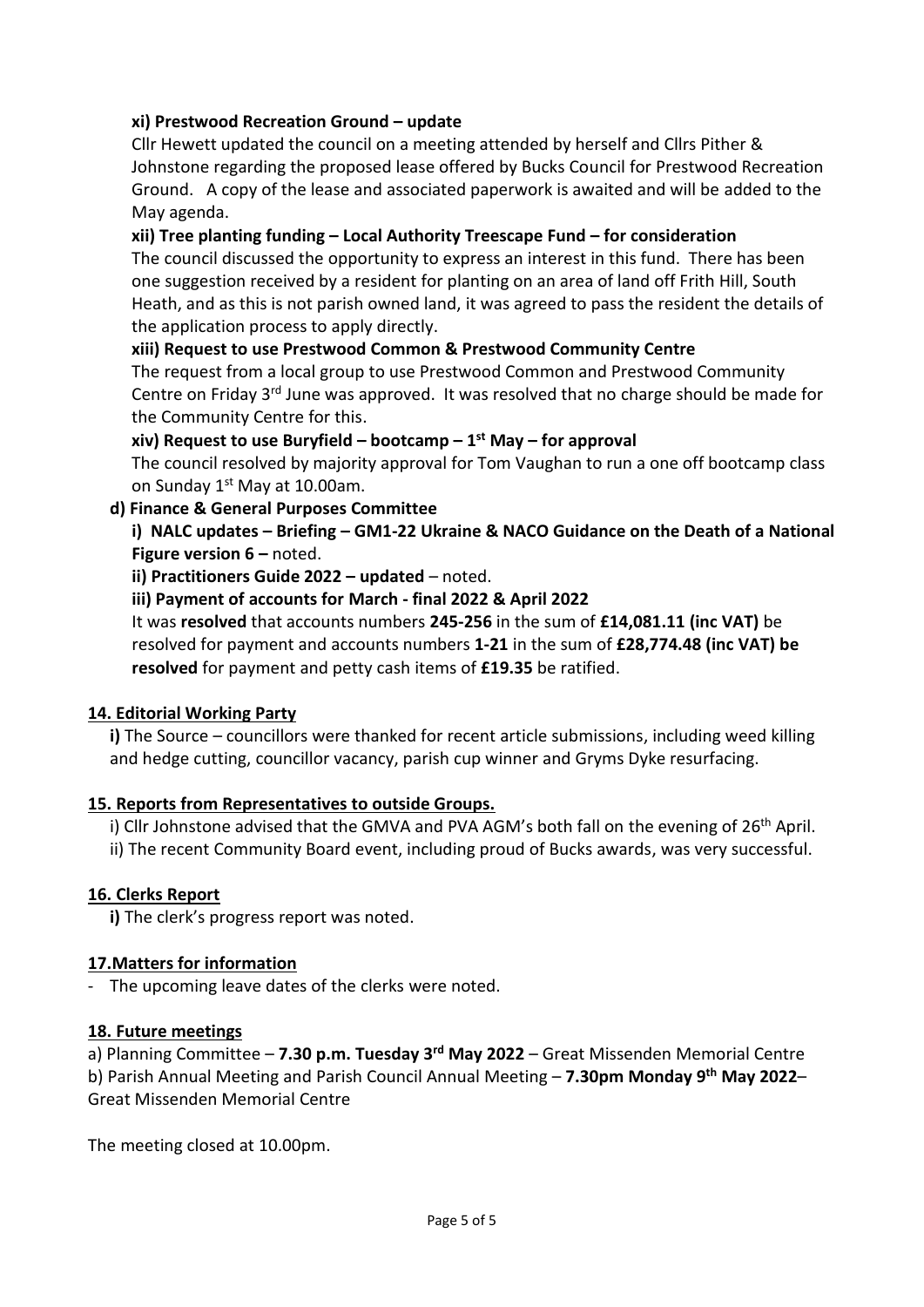**xi) Prestwood Recreation Ground – update**

Cllr Hewett updated the council on a meeting attended by herself and Cllrs Pither & Johnstone regarding the proposed lease offered by Bucks Council for Prestwood Recreation Ground. A copy of the lease and associated paperwork is awaited and will be added to the May agenda.

**xii) Tree planting funding – Local Authority Treescape Fund – for consideration**

The council discussed the opportunity to express an interest in this fund. There has been one suggestion received by a resident for planting on an area of land off Frith Hill, South Heath, and as this is not parish owned land, it was agreed to pass the resident the details of the application process to apply directly.

**xiii) Request to use Prestwood Common & Prestwood Community Centre**

The request from a local group to use Prestwood Common and Prestwood Community Centre on Friday 3rd June was approved. It was resolved that no charge should be made for the Community Centre for this.

**xiv) Request to use Buryfield – bootcamp – 1st May – for approval**

The council resolved by majority approval for Tom Vaughan to run a one off bootcamp class on Sunday 1st May at 10.00am.

**d) Finance & General Purposes Committee**

**i) NALC updates – Briefing – GM1-22 Ukraine & NACO Guidance on the Death of a National Figure version 6 –** noted.

**ii) Practitioners Guide 2022 – updated** – noted.

**iii) Payment of accounts for March - final 2022 & April 2022**

It was **resolved** that accounts numbers **245-256** in the sum of **£14,081.11 (inc VAT)** be resolved for payment and accounts numbers **1-21** in the sum of **£28,774.48 (inc VAT) be resolved** for payment and petty cash items of **£19.35** be ratified.

## 14. Editorial Working Party

**i)** The Source – councillors were thanked for recent article submissions, including weed killing and hedge cutting, councillor vacancy, parish cup winner and Gryms Dyke resurfacing.

## 15. Reports from Representatives to outside Groups.

i) Cllr Johnstone advised that the GMVA and PVA AGM's both fall on the evening of 26th April.

ii) The recent Community Board event, including proud of Bucks awards, was very successful.

## 16. Clerks Report

**i)** The clerk's progress report was noted.

## 17.Matters for information

- The upcoming leave dates of the clerks were noted.

## 18. Future meetings

a) Planning Committee – **7.30 p.m. Tuesday 3rd May 2022** – Great Missenden Memorial Centre

b) Parish Annual Meeting and Parish Council Annual Meeting – **7.30pm Monday 9th May 2022**– Great Missenden Memorial Centre

The meeting closed at 10.00pm.